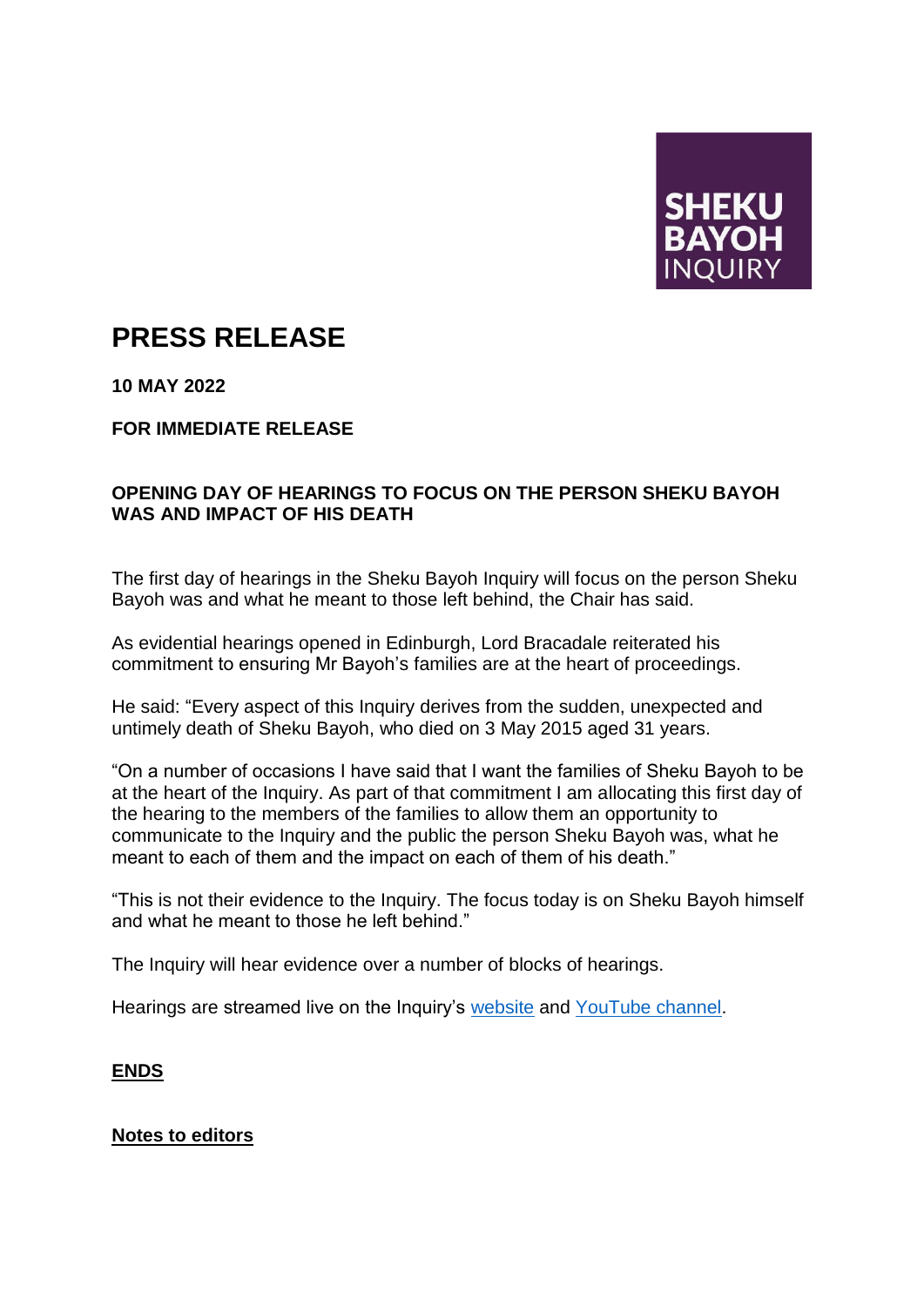SHEKU BAYOH INQUIRY

# PRESS RELEASE

**10 MAY 2022**

**FOR IMMEDIATE RELEASE**

**OPENING DAY OF HEARINGS TO FOCUS ON THE PERSON SHEKU BAYOH WAS AND IMPACT OF HIS DEATH**

The first day of hearings in the Sheku Bayoh Inquiry will focus on the person Sheku Bayoh was and what he meant to those left behind, the Chair has said.

As evidential hearings opened in Edinburgh, Lord Bracadale reiterated his commitment to ensuring Mr Bayoh's families are at the heart of proceedings.

He said: "Every aspect of this Inquiry derives from the sudden, unexpected and untimely death of Sheku Bayoh, who died on 3 May 2015 aged 31 years.

"On a number of occasions I have said that I want the families of Sheku Bayoh to be at the heart of the Inquiry. As part of that commitment I am allocating this first day of the hearing to the members of the families to allow them an opportunity to communicate to the Inquiry and the public the person Sheku Bayoh was, what he meant to each of them and the impact on each of them of his death."

"This is not their evidence to the Inquiry. The focus today is on Sheku Bayoh himself and what he meant to those he left behind."

The Inquiry will hear evidence over a number of blocks of hearings.

Hearings are streamed live on the Inquiry's website and YouTube channel.

**ENDS**

**Notes to editors**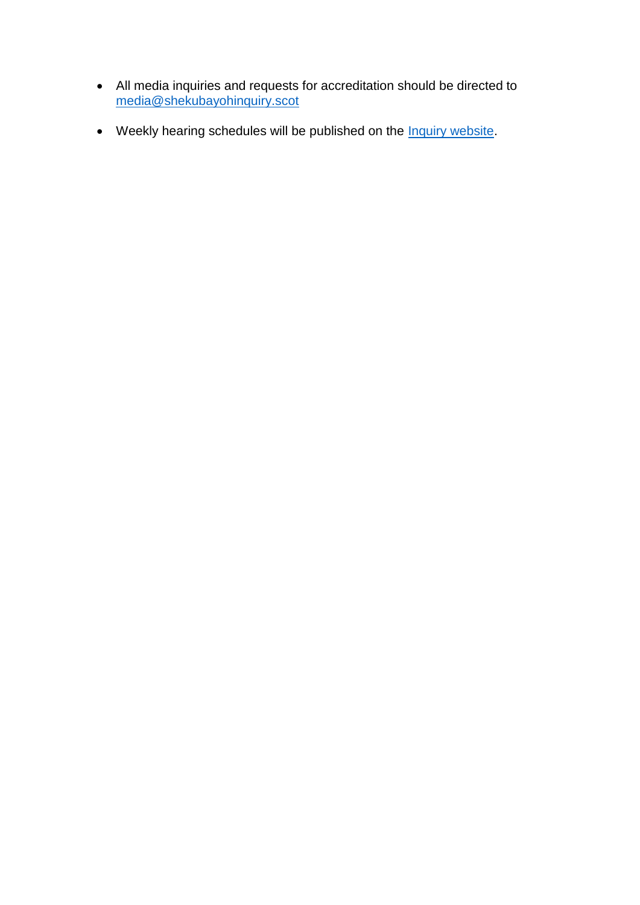- All media inquiries and requests for accreditation should be directed to [media@shekubayohinquiry.scot](mailto:media@shekubayohinquiry.scot)
- Weekly hearing schedules will be published on the Inquiry website.